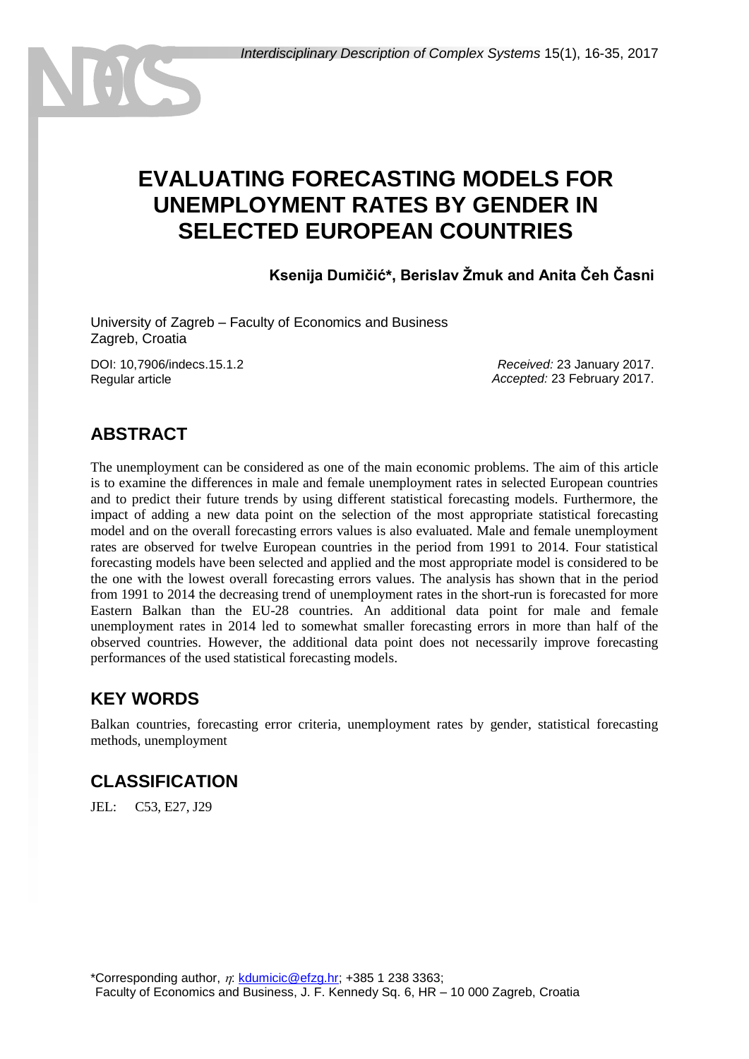# EVALUATING FORECASTING MODELS FOR UNEMPLOYMENT RATES BY GENDER IN SELECTED EUROPEAN COUNTRIES

**Ksenija Dumičić*, Berislav Žmuk and Anita Čeh Časni**

University of Zagreb – Faculty of Economics and Business
Zagreb, Croatia

DOI: 10,7906/indecs.15.1.2
Regular article

*Received:* 23 January 2017.
*Accepted:* 23 February 2017.

## ABSTRACT

The unemployment can be considered as one of the main economic problems. The aim of this article is to examine the differences in male and female unemployment rates in selected European countries and to predict their future trends by using different statistical forecasting models. Furthermore, the impact of adding a new data point on the selection of the most appropriate statistical forecasting model and on the overall forecasting errors values is also evaluated. Male and female unemployment rates are observed for twelve European countries in the period from 1991 to 2014. Four statistical forecasting models have been selected and applied and the most appropriate model is considered to be the one with the lowest overall forecasting errors values. The analysis has shown that in the period from 1991 to 2014 the decreasing trend of unemployment rates in the short-run is forecasted for more Eastern Balkan than the EU-28 countries. An additional data point for male and female unemployment rates in 2014 led to somewhat smaller forecasting errors in more than half of the observed countries. However, the additional data point does not necessarily improve forecasting performances of the used statistical forecasting models.

## KEY WORDS

Balkan countries, forecasting error criteria, unemployment rates by gender, statistical forecasting methods, unemployment

## CLASSIFICATION

JEL: C53, E27, J29

*Corresponding author, η: kdumicic@efzg.hr; +385 1 238 3363;
Faculty of Economics and Business, J. F. Kennedy Sq. 6, HR – 10 000 Zagreb, Croatia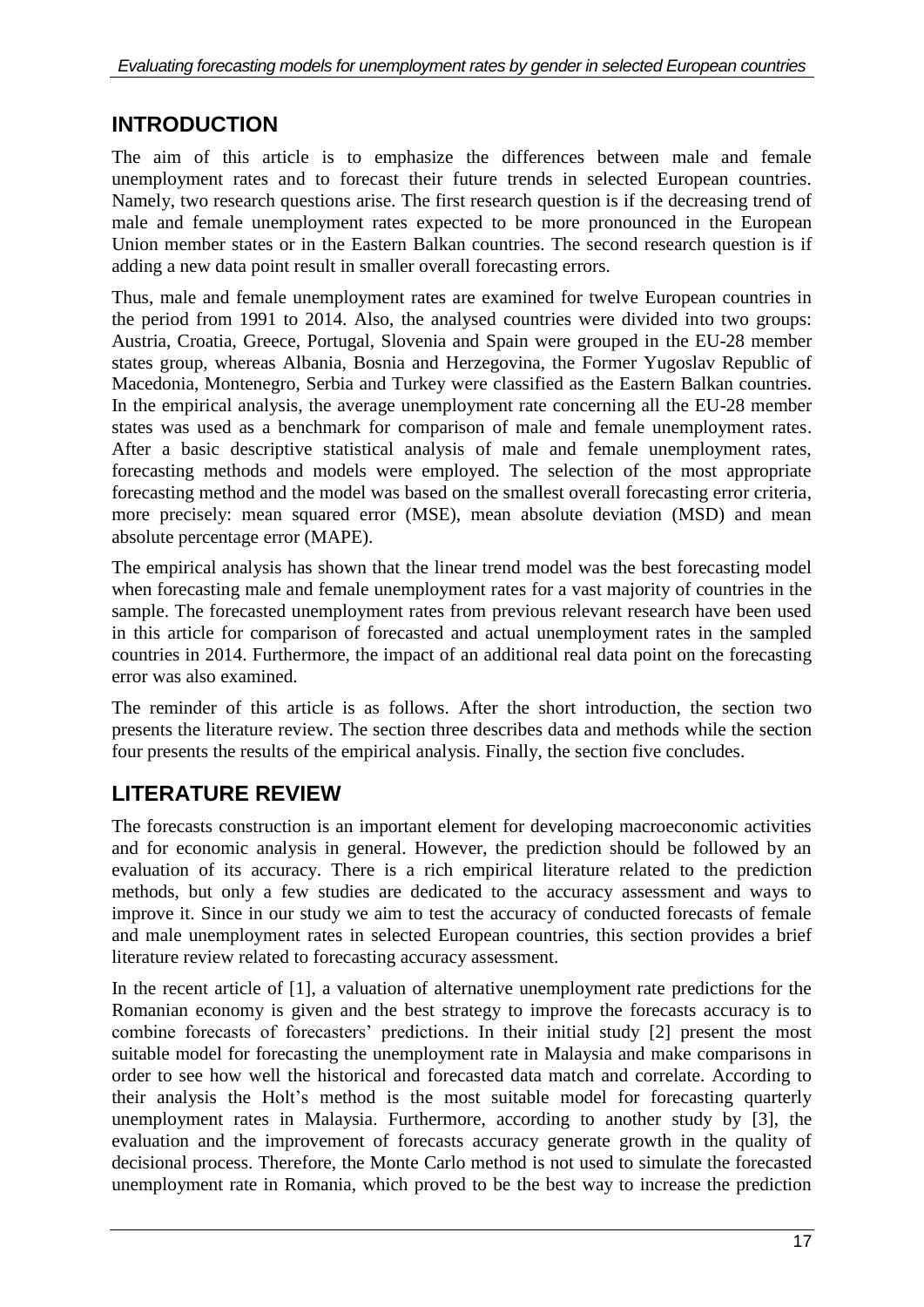## INTRODUCTION

The aim of this article is to emphasize the differences between male and female unemployment rates and to forecast their future trends in selected European countries. Namely, two research questions arise. The first research question is if the decreasing trend of male and female unemployment rates expected to be more pronounced in the European Union member states or in the Eastern Balkan countries. The second research question is if adding a new data point result in smaller overall forecasting errors.

Thus, male and female unemployment rates are examined for twelve European countries in the period from 1991 to 2014. Also, the analysed countries were divided into two groups: Austria, Croatia, Greece, Portugal, Slovenia and Spain were grouped in the EU-28 member states group, whereas Albania, Bosnia and Herzegovina, the Former Yugoslav Republic of Macedonia, Montenegro, Serbia and Turkey were classified as the Eastern Balkan countries. In the empirical analysis, the average unemployment rate concerning all the EU-28 member states was used as a benchmark for comparison of male and female unemployment rates. After a basic descriptive statistical analysis of male and female unemployment rates, forecasting methods and models were employed. The selection of the most appropriate forecasting method and the model was based on the smallest overall forecasting error criteria, more precisely: mean squared error (MSE), mean absolute deviation (MSD) and mean absolute percentage error (MAPE).

The empirical analysis has shown that the linear trend model was the best forecasting model when forecasting male and female unemployment rates for a vast majority of countries in the sample. The forecasted unemployment rates from previous relevant research have been used in this article for comparison of forecasted and actual unemployment rates in the sampled countries in 2014. Furthermore, the impact of an additional real data point on the forecasting error was also examined.

The reminder of this article is as follows. After the short introduction, the section two presents the literature review. The section three describes data and methods while the section four presents the results of the empirical analysis. Finally, the section five concludes.

## LITERATURE REVIEW

The forecasts construction is an important element for developing macroeconomic activities and for economic analysis in general. However, the prediction should be followed by an evaluation of its accuracy. There is a rich empirical literature related to the prediction methods, but only a few studies are dedicated to the accuracy assessment and ways to improve it. Since in our study we aim to test the accuracy of conducted forecasts of female and male unemployment rates in selected European countries, this section provides a brief literature review related to forecasting accuracy assessment.

In the recent article of [1], a valuation of alternative unemployment rate predictions for the Romanian economy is given and the best strategy to improve the forecasts accuracy is to combine forecasts of forecasters' predictions. In their initial study [2] present the most suitable model for forecasting the unemployment rate in Malaysia and make comparisons in order to see how well the historical and forecasted data match and correlate. According to their analysis the Holt's method is the most suitable model for forecasting quarterly unemployment rates in Malaysia. Furthermore, according to another study by [3], the evaluation and the improvement of forecasts accuracy generate growth in the quality of decisional process. Therefore, the Monte Carlo method is not used to simulate the forecasted unemployment rate in Romania, which proved to be the best way to increase the prediction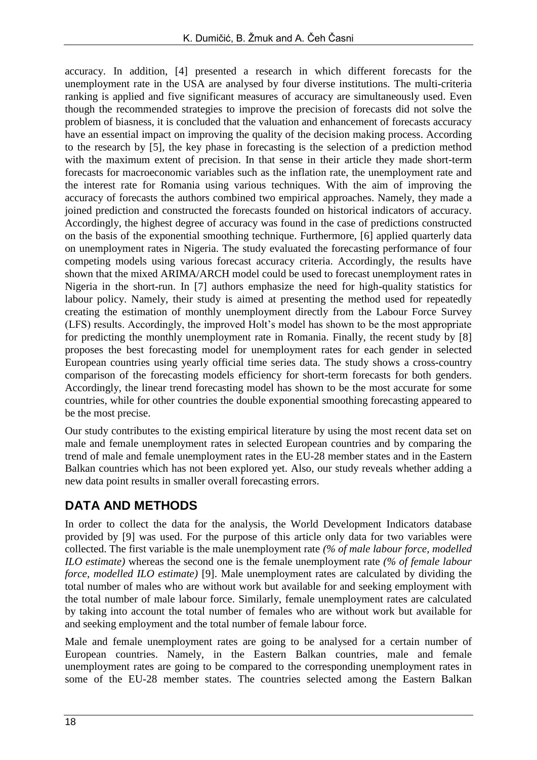accuracy. In addition, [4] presented a research in which different forecasts for the unemployment rate in the USA are analysed by four diverse institutions. The multi-criteria ranking is applied and five significant measures of accuracy are simultaneously used. Even though the recommended strategies to improve the precision of forecasts did not solve the problem of biasness, it is concluded that the valuation and enhancement of forecasts accuracy have an essential impact on improving the quality of the decision making process. According to the research by [5], the key phase in forecasting is the selection of a prediction method with the maximum extent of precision. In that sense in their article they made short-term forecasts for macroeconomic variables such as the inflation rate, the unemployment rate and the interest rate for Romania using various techniques. With the aim of improving the accuracy of forecasts the authors combined two empirical approaches. Namely, they made a joined prediction and constructed the forecasts founded on historical indicators of accuracy. Accordingly, the highest degree of accuracy was found in the case of predictions constructed on the basis of the exponential smoothing technique. Furthermore, [6] applied quarterly data on unemployment rates in Nigeria. The study evaluated the forecasting performance of four competing models using various forecast accuracy criteria. Accordingly, the results have shown that the mixed ARIMA/ARCH model could be used to forecast unemployment rates in Nigeria in the short-run. In [7] authors emphasize the need for high-quality statistics for labour policy. Namely, their study is aimed at presenting the method used for repeatedly creating the estimation of monthly unemployment directly from the Labour Force Survey (LFS) results. Accordingly, the improved Holt's model has shown to be the most appropriate for predicting the monthly unemployment rate in Romania. Finally, the recent study by [8] proposes the best forecasting model for unemployment rates for each gender in selected European countries using yearly official time series data. The study shows a cross-country comparison of the forecasting models efficiency for short-term forecasts for both genders. Accordingly, the linear trend forecasting model has shown to be the most accurate for some countries, while for other countries the double exponential smoothing forecasting appeared to be the most precise.

Our study contributes to the existing empirical literature by using the most recent data set on male and female unemployment rates in selected European countries and by comparing the trend of male and female unemployment rates in the EU-28 member states and in the Eastern Balkan countries which has not been explored yet. Also, our study reveals whether adding a new data point results in smaller overall forecasting errors.

## DATA AND METHODS

In order to collect the data for the analysis, the World Development Indicators database provided by [9] was used. For the purpose of this article only data for two variables were collected. The first variable is the male unemployment rate *(% of male labour force, modelled ILO estimate)* whereas the second one is the female unemployment rate *(% of female labour force, modelled ILO estimate)* [9]. Male unemployment rates are calculated by dividing the total number of males who are without work but available for and seeking employment with the total number of male labour force. Similarly, female unemployment rates are calculated by taking into account the total number of females who are without work but available for and seeking employment and the total number of female labour force.

Male and female unemployment rates are going to be analysed for a certain number of European countries. Namely, in the Eastern Balkan countries, male and female unemployment rates are going to be compared to the corresponding unemployment rates in some of the EU-28 member states. The countries selected among the Eastern Balkan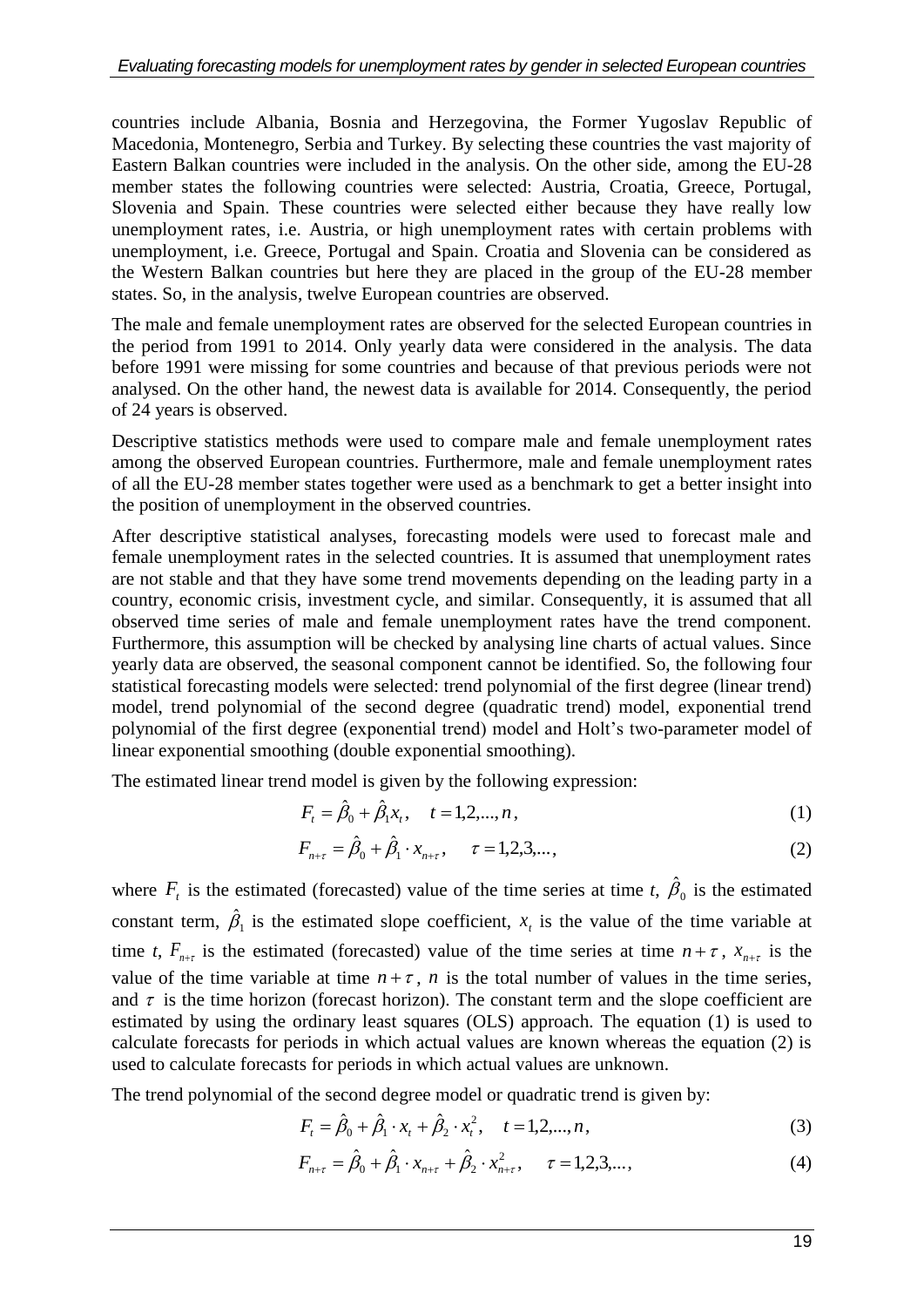countries include Albania, Bosnia and Herzegovina, the Former Yugoslav Republic of Macedonia, Montenegro, Serbia and Turkey. By selecting these countries the vast majority of Eastern Balkan countries were included in the analysis. On the other side, among the EU-28 member states the following countries were selected: Austria, Croatia, Greece, Portugal, Slovenia and Spain. These countries were selected either because they have really low unemployment rates, i.e. Austria, or high unemployment rates with certain problems with unemployment, i.e. Greece, Portugal and Spain. Croatia and Slovenia can be considered as the Western Balkan countries but here they are placed in the group of the EU-28 member states. So, in the analysis, twelve European countries are observed.

The male and female unemployment rates are observed for the selected European countries in the period from 1991 to 2014. Only yearly data were considered in the analysis. The data before 1991 were missing for some countries and because of that previous periods were not analysed. On the other hand, the newest data is available for 2014. Consequently, the period of 24 years is observed.

Descriptive statistics methods were used to compare male and female unemployment rates among the observed European countries. Furthermore, male and female unemployment rates of all the EU-28 member states together were used as a benchmark to get a better insight into the position of unemployment in the observed countries.

After descriptive statistical analyses, forecasting models were used to forecast male and female unemployment rates in the selected countries. It is assumed that unemployment rates are not stable and that they have some trend movements depending on the leading party in a country, economic crisis, investment cycle, and similar. Consequently, it is assumed that all observed time series of male and female unemployment rates have the trend component. Furthermore, this assumption will be checked by analysing line charts of actual values. Since yearly data are observed, the seasonal component cannot be identified. So, the following four statistical forecasting models were selected: trend polynomial of the first degree (linear trend) model, trend polynomial of the second degree (quadratic trend) model, exponential trend polynomial of the first degree (exponential trend) model and Holt's two-parameter model of linear exponential smoothing (double exponential smoothing).

The estimated linear trend model is given by the following expression:

$$F_t = \hat{\beta}_0 + \hat{\beta}_1 x_t, \quad t = 1,2,...,n, \tag{1}$$

$$F_{n+\tau} = \hat{\beta}_0 + \hat{\beta}_1 \cdot x_{n+\tau}, \quad \tau = 1,2,3,..., \tag{2}$$

where $F_t$ is the estimated (forecasted) value of the time series at time *t*, $\hat{\beta}_0$ is the estimated constant term, $\hat{\beta}_1$ is the estimated slope coefficient, $x_t$ is the value of the time variable at time *t*, $F_{n+\tau}$ is the estimated (forecasted) value of the time series at time $n+\tau$, $x_{n+\tau}$ is the value of the time variable at time $n+\tau$, $n$ is the total number of values in the time series, and $\tau$ is the time horizon (forecast horizon). The constant term and the slope coefficient are estimated by using the ordinary least squares (OLS) approach. The equation (1) is used to calculate forecasts for periods in which actual values are known whereas the equation (2) is used to calculate forecasts for periods in which actual values are unknown.

The trend polynomial of the second degree model or quadratic trend is given by:

$$F_t = \hat{\beta}_0 + \hat{\beta}_1 \cdot x_t + \hat{\beta}_2 \cdot x_t^2, \quad t = 1,2,...,n, \tag{3}$$

$$F_{n+\tau} = \hat{\beta}_0 + \hat{\beta}_1 \cdot x_{n+\tau} + \hat{\beta}_2 \cdot x_{n+\tau}^2, \quad \tau = 1,2,3,..., \tag{4}$$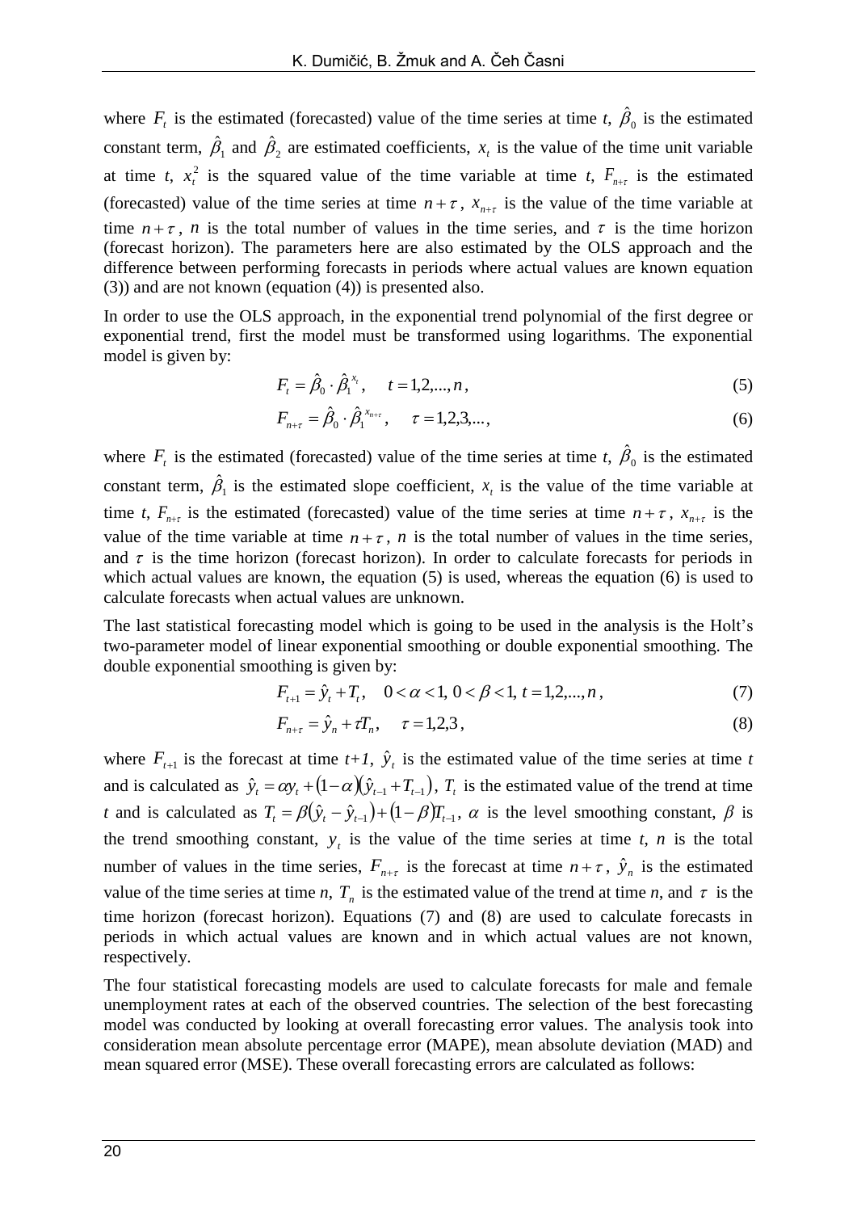where $F_t$ is the estimated (forecasted) value of the time series at time *t*, $\hat{\beta}_0$ is the estimated constant term, $\hat{\beta}_1$ and $\hat{\beta}_2$ are estimated coefficients, $x_t$ is the value of the time unit variable at time *t*, $x_t^2$ is the squared value of the time variable at time *t*, $F_{n+\tau}$ is the estimated (forecasted) value of the time series at time $n+\tau$, $x_{n+\tau}$ is the value of the time variable at time $n+\tau$, *n* is the total number of values in the time series, and $\tau$ is the time horizon (forecast horizon). The parameters here are also estimated by the OLS approach and the difference between performing forecasts in periods where actual values are known equation (3)) and are not known (equation (4)) is presented also.

In order to use the OLS approach, in the exponential trend polynomial of the first degree or exponential trend, first the model must be transformed using logarithms. The exponential model is given by:

$$F_t = \hat{\beta}_0 \cdot \hat{\beta}_1^{x_t}, \quad t = 1,2,...,n, \tag{5}$$

$$F_{n+\tau} = \hat{\beta}_0 \cdot \hat{\beta}_1^{x_{n+\tau}}, \quad \tau = 1,2,3,..., \tag{6}$$

where $F_t$ is the estimated (forecasted) value of the time series at time *t*, $\hat{\beta}_0$ is the estimated constant term, $\hat{\beta}_1$ is the estimated slope coefficient, $x_t$ is the value of the time variable at time *t*, $F_{n+\tau}$ is the estimated (forecasted) value of the time series at time $n+\tau$, $x_{n+\tau}$ is the value of the time variable at time $n+\tau$, *n* is the total number of values in the time series, and $\tau$ is the time horizon (forecast horizon). In order to calculate forecasts for periods in which actual values are known, the equation (5) is used, whereas the equation (6) is used to calculate forecasts when actual values are unknown.

The last statistical forecasting model which is going to be used in the analysis is the Holt's two-parameter model of linear exponential smoothing or double exponential smoothing. The double exponential smoothing is given by:

$$F_{t+1} = \hat{y}_t + T_t, \quad 0 < \alpha < 1,\ 0 < \beta < 1,\ t = 1,2,...,n, \tag{7}$$

$$F_{n+\tau} = \hat{y}_n + \tau T_n, \quad \tau = 1,2,3, \tag{8}$$

where $F_{t+1}$ is the forecast at time *t+1*, $\hat{y}_t$ is the estimated value of the time series at time *t* and is calculated as $\hat{y}_t = \alpha y_t + (1-\alpha)(\hat{y}_{t-1} + T_{t-1})$, $T_t$ is the estimated value of the trend at time *t* and is calculated as $T_t = \beta(\hat{y}_t - \hat{y}_{t-1}) + (1-\beta)T_{t-1}$, $\alpha$ is the level smoothing constant, $\beta$ is the trend smoothing constant, $y_t$ is the value of the time series at time *t*, *n* is the total number of values in the time series, $F_{n+\tau}$ is the forecast at time $n+\tau$, $\hat{y}_n$ is the estimated value of the time series at time *n*, $T_n$ is the estimated value of the trend at time *n*, and $\tau$ is the time horizon (forecast horizon). Equations (7) and (8) are used to calculate forecasts in periods in which actual values are known and in which actual values are not known, respectively.

The four statistical forecasting models are used to calculate forecasts for male and female unemployment rates at each of the observed countries. The selection of the best forecasting model was conducted by looking at overall forecasting error values. The analysis took into consideration mean absolute percentage error (MAPE), mean absolute deviation (MAD) and mean squared error (MSE). These overall forecasting errors are calculated as follows: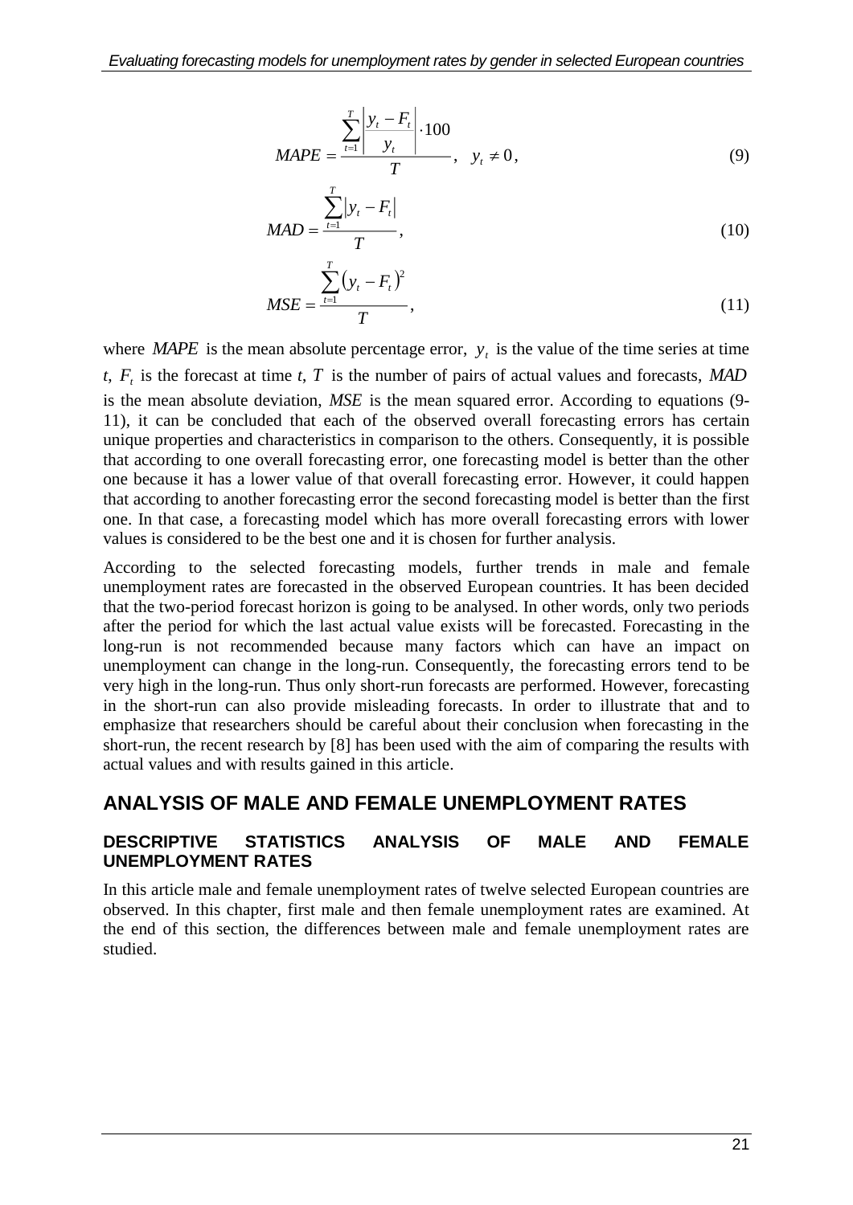$$MAPE = \frac{\sum_{t=1}^{T} \left| \frac{y_t - F_t}{y_t} \right| \cdot 100}{T}, \quad y_t \neq 0, \tag{9}$$

$$MAD = \frac{\sum_{t=1}^{T} \left| y_t - F_t \right|}{T}, \tag{10}$$

$$MSE = \frac{\sum_{t=1}^{T} \left( y_t - F_t \right)^2}{T}, \tag{11}$$

where $MAPE$ is the mean absolute percentage error, $y_t$ is the value of the time series at time $t$, $F_t$ is the forecast at time $t$, $T$ is the number of pairs of actual values and forecasts, $MAD$ is the mean absolute deviation, $MSE$ is the mean squared error. According to equations (9-11), it can be concluded that each of the observed overall forecasting errors has certain unique properties and characteristics in comparison to the others. Consequently, it is possible that according to one overall forecasting error, one forecasting model is better than the other one because it has a lower value of that overall forecasting error. However, it could happen that according to another forecasting error the second forecasting model is better than the first one. In that case, a forecasting model which has more overall forecasting errors with lower values is considered to be the best one and it is chosen for further analysis.

According to the selected forecasting models, further trends in male and female unemployment rates are forecasted in the observed European countries. It has been decided that the two-period forecast horizon is going to be analysed. In other words, only two periods after the period for which the last actual value exists will be forecasted. Forecasting in the long-run is not recommended because many factors which can have an impact on unemployment can change in the long-run. Consequently, the forecasting errors tend to be very high in the long-run. Thus only short-run forecasts are performed. However, forecasting in the short-run can also provide misleading forecasts. In order to illustrate that and to emphasize that researchers should be careful about their conclusion when forecasting in the short-run, the recent research by [8] has been used with the aim of comparing the results with actual values and with results gained in this article.

## ANALYSIS OF MALE AND FEMALE UNEMPLOYMENT RATES

### DESCRIPTIVE STATISTICS ANALYSIS OF MALE AND FEMALE UNEMPLOYMENT RATES

In this article male and female unemployment rates of twelve selected European countries are observed. In this chapter, first male and then female unemployment rates are examined. At the end of this section, the differences between male and female unemployment rates are studied.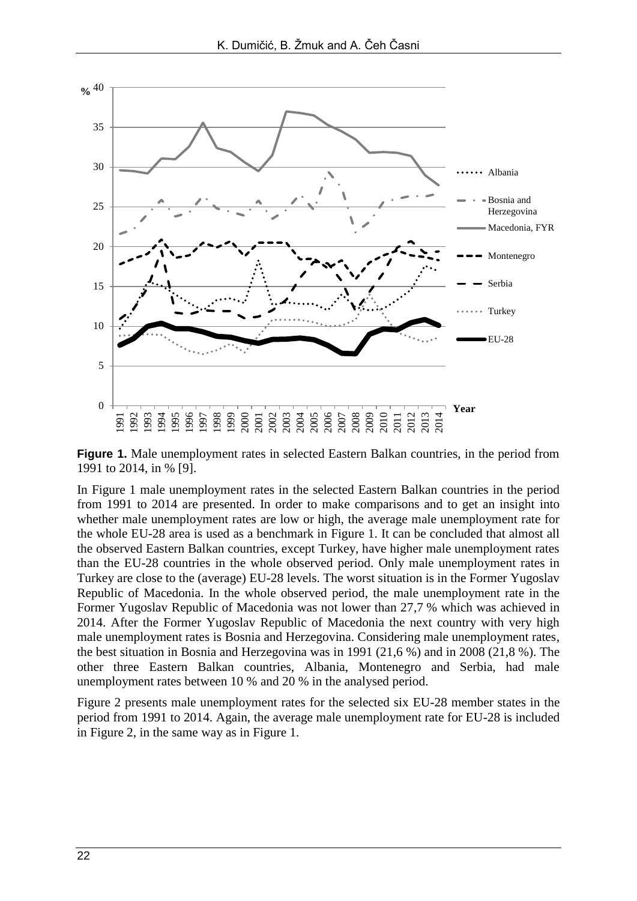**Figure 1.** Male unemployment rates in selected Eastern Balkan countries, in the period from 1991 to 2014, in % [9].

In Figure 1 male unemployment rates in the selected Eastern Balkan countries in the period from 1991 to 2014 are presented. In order to make comparisons and to get an insight into whether male unemployment rates are low or high, the average male unemployment rate for the whole EU-28 area is used as a benchmark in Figure 1. It can be concluded that almost all the observed Eastern Balkan countries, except Turkey, have higher male unemployment rates than the EU-28 countries in the whole observed period. Only male unemployment rates in Turkey are close to the (average) EU-28 levels. The worst situation is in the Former Yugoslav Republic of Macedonia. In the whole observed period, the male unemployment rate in the Former Yugoslav Republic of Macedonia was not lower than 27,7 % which was achieved in 2014. After the Former Yugoslav Republic of Macedonia the next country with very high male unemployment rates is Bosnia and Herzegovina. Considering male unemployment rates, the best situation in Bosnia and Herzegovina was in 1991 (21,6 %) and in 2008 (21,8 %). The other three Eastern Balkan countries, Albania, Montenegro and Serbia, had male unemployment rates between 10 % and 20 % in the analysed period.

Figure 2 presents male unemployment rates for the selected six EU-28 member states in the period from 1991 to 2014. Again, the average male unemployment rate for EU-28 is included in Figure 2, in the same way as in Figure 1.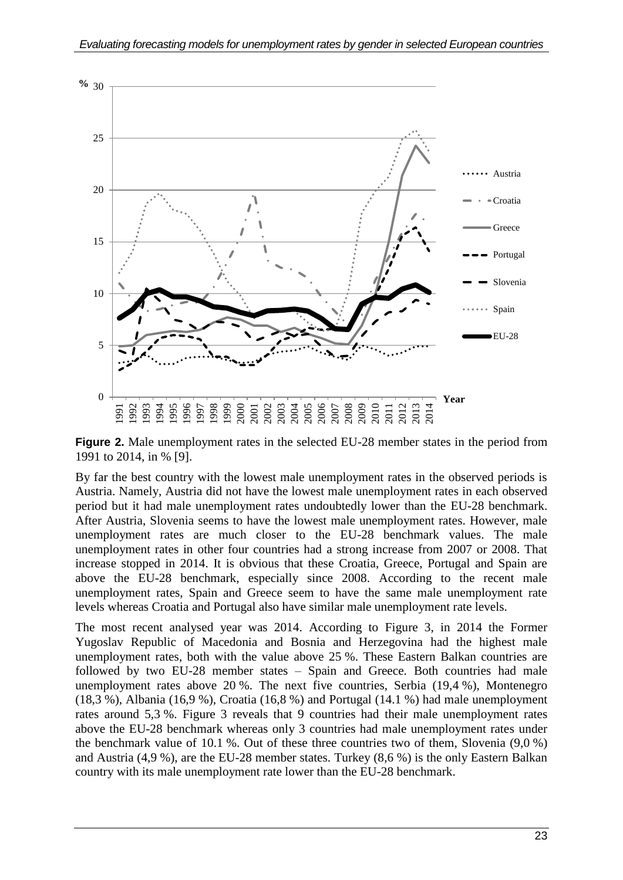**Figure 2.** Male unemployment rates in the selected EU-28 member states in the period from 1991 to 2014, in % [9].

By far the best country with the lowest male unemployment rates in the observed periods is Austria. Namely, Austria did not have the lowest male unemployment rates in each observed period but it had male unemployment rates undoubtedly lower than the EU-28 benchmark. After Austria, Slovenia seems to have the lowest male unemployment rates. However, male unemployment rates are much closer to the EU-28 benchmark values. The male unemployment rates in other four countries had a strong increase from 2007 or 2008. That increase stopped in 2014. It is obvious that these Croatia, Greece, Portugal and Spain are above the EU-28 benchmark, especially since 2008. According to the recent male unemployment rates, Spain and Greece seem to have the same male unemployment rate levels whereas Croatia and Portugal also have similar male unemployment rate levels.

The most recent analysed year was 2014. According to Figure 3, in 2014 the Former Yugoslav Republic of Macedonia and Bosnia and Herzegovina had the highest male unemployment rates, both with the value above 25 %. These Eastern Balkan countries are followed by two EU-28 member states – Spain and Greece. Both countries had male unemployment rates above 20 %. The next five countries, Serbia (19,4 %), Montenegro (18,3 %), Albania (16,9 %), Croatia (16,8 %) and Portugal (14.1 %) had male unemployment rates around 5,3 %. Figure 3 reveals that 9 countries had their male unemployment rates above the EU-28 benchmark whereas only 3 countries had male unemployment rates under the benchmark value of 10.1 %. Out of these three countries two of them, Slovenia (9,0 %) and Austria (4,9 %), are the EU-28 member states. Turkey (8,6 %) is the only Eastern Balkan country with its male unemployment rate lower than the EU-28 benchmark.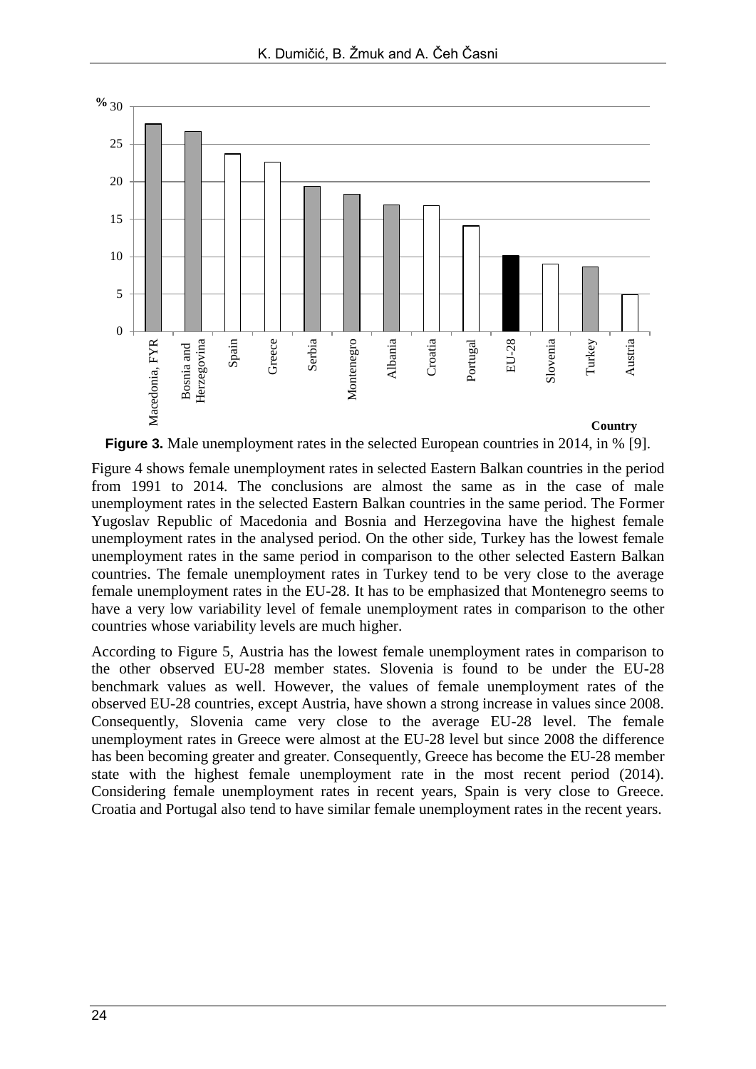**Figure 3.** Male unemployment rates in the selected European countries in 2014, in % [9].

Figure 4 shows female unemployment rates in selected Eastern Balkan countries in the period from 1991 to 2014. The conclusions are almost the same as in the case of male unemployment rates in the selected Eastern Balkan countries in the same period. The Former Yugoslav Republic of Macedonia and Bosnia and Herzegovina have the highest female unemployment rates in the analysed period. On the other side, Turkey has the lowest female unemployment rates in the same period in comparison to the other selected Eastern Balkan countries. The female unemployment rates in Turkey tend to be very close to the average female unemployment rates in the EU-28. It has to be emphasized that Montenegro seems to have a very low variability level of female unemployment rates in comparison to the other countries whose variability levels are much higher.

According to Figure 5, Austria has the lowest female unemployment rates in comparison to the other observed EU-28 member states. Slovenia is found to be under the EU-28 benchmark values as well. However, the values of female unemployment rates of the observed EU-28 countries, except Austria, have shown a strong increase in values since 2008. Consequently, Slovenia came very close to the average EU-28 level. The female unemployment rates in Greece were almost at the EU-28 level but since 2008 the difference has been becoming greater and greater. Consequently, Greece has become the EU-28 member state with the highest female unemployment rate in the most recent period (2014). Considering female unemployment rates in recent years, Spain is very close to Greece. Croatia and Portugal also tend to have similar female unemployment rates in the recent years.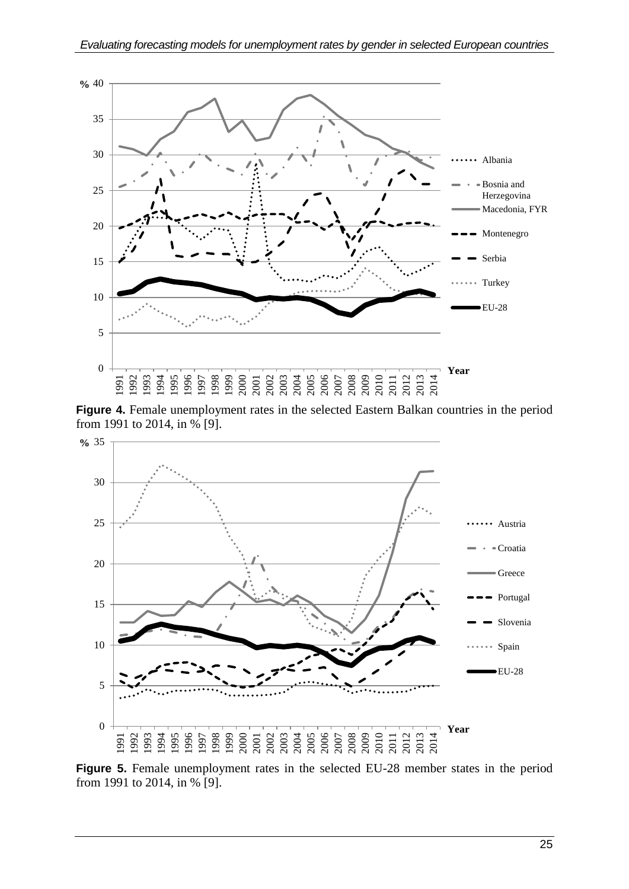**Figure 4.** Female unemployment rates in the selected Eastern Balkan countries in the period from 1991 to 2014, in % [9].

**Figure 5.** Female unemployment rates in the selected EU-28 member states in the period from 1991 to 2014, in % [9].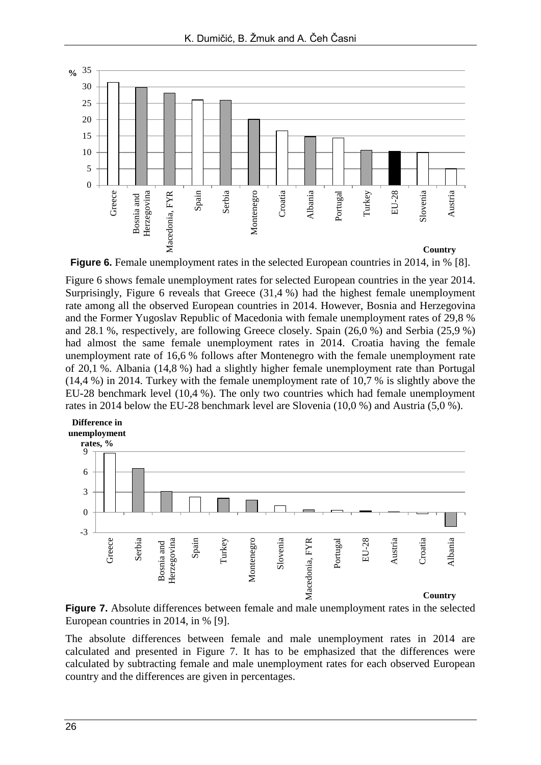**Figure 6.** Female unemployment rates in the selected European countries in 2014, in % [8].

Figure 6 shows female unemployment rates for selected European countries in the year 2014. Surprisingly, Figure 6 reveals that Greece (31,4 %) had the highest female unemployment rate among all the observed European countries in 2014. However, Bosnia and Herzegovina and the Former Yugoslav Republic of Macedonia with female unemployment rates of 29,8 % and 28.1 %, respectively, are following Greece closely. Spain (26,0 %) and Serbia (25,9 %) had almost the same female unemployment rates in 2014. Croatia having the female unemployment rate of 16,6 % follows after Montenegro with the female unemployment rate of 20,1 %. Albania (14,8 %) had a slightly higher female unemployment rate than Portugal (14,4 %) in 2014. Turkey with the female unemployment rate of 10,7 % is slightly above the EU-28 benchmark level (10,4 %). The only two countries which had female unemployment rates in 2014 below the EU-28 benchmark level are Slovenia (10,0 %) and Austria (5,0 %).

**Figure 7.** Absolute differences between female and male unemployment rates in the selected European countries in 2014, in % [9].

The absolute differences between female and male unemployment rates in 2014 are calculated and presented in Figure 7. It has to be emphasized that the differences were calculated by subtracting female and male unemployment rates for each observed European country and the differences are given in percentages.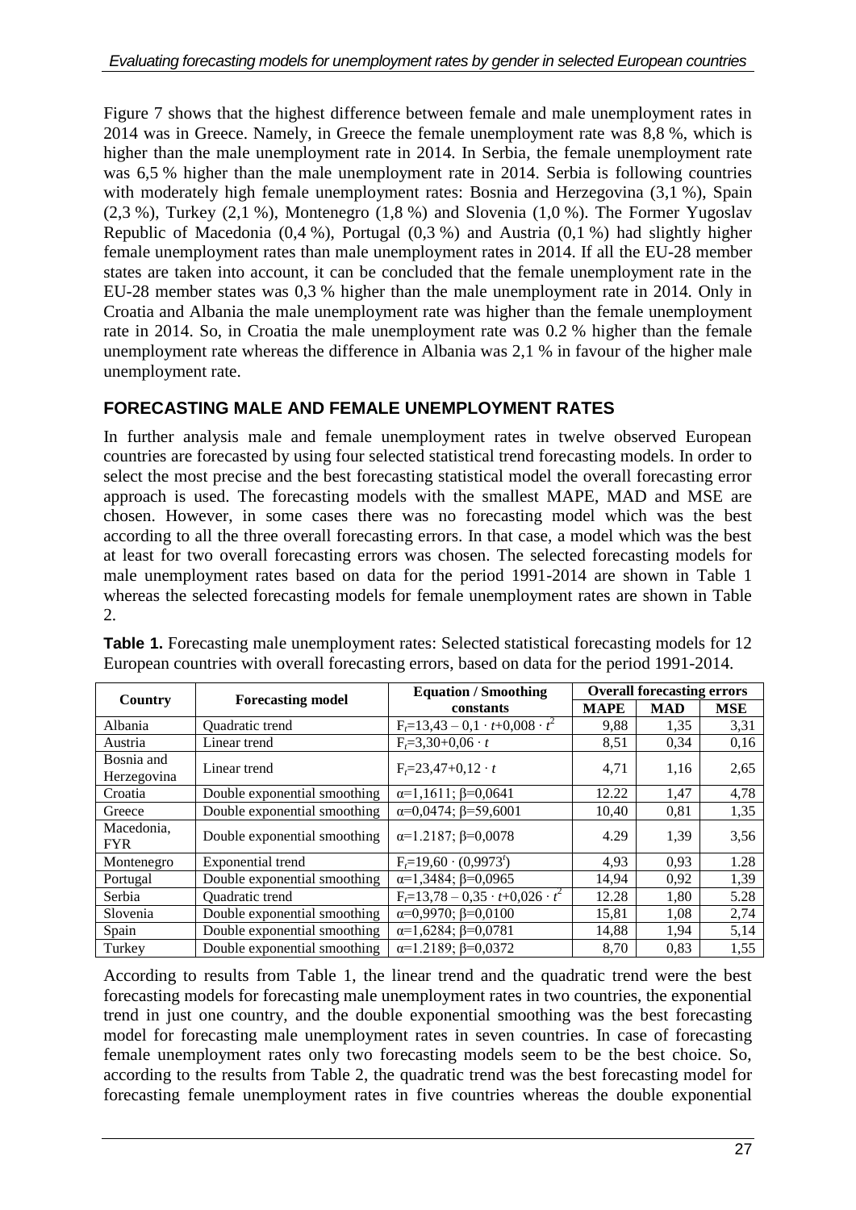Figure 7 shows that the highest difference between female and male unemployment rates in 2014 was in Greece. Namely, in Greece the female unemployment rate was 8,8 %, which is higher than the male unemployment rate in 2014. In Serbia, the female unemployment rate was 6,5 % higher than the male unemployment rate in 2014. Serbia is following countries with moderately high female unemployment rates: Bosnia and Herzegovina (3,1 %), Spain (2,3 %), Turkey (2,1 %), Montenegro (1,8 %) and Slovenia (1,0 %). The Former Yugoslav Republic of Macedonia (0,4 %), Portugal (0,3 %) and Austria (0,1 %) had slightly higher female unemployment rates than male unemployment rates in 2014. If all the EU-28 member states are taken into account, it can be concluded that the female unemployment rate in the EU-28 member states was 0,3 % higher than the male unemployment rate in 2014. Only in Croatia and Albania the male unemployment rate was higher than the female unemployment rate in 2014. So, in Croatia the male unemployment rate was 0.2 % higher than the female unemployment rate whereas the difference in Albania was 2,1 % in favour of the higher male unemployment rate.

## FORECASTING MALE AND FEMALE UNEMPLOYMENT RATES

In further analysis male and female unemployment rates in twelve observed European countries are forecasted by using four selected statistical trend forecasting models. In order to select the most precise and the best forecasting statistical model the overall forecasting error approach is used. The forecasting models with the smallest MAPE, MAD and MSE are chosen. However, in some cases there was no forecasting model which was the best according to all the three overall forecasting errors. In that case, a model which was the best at least for two overall forecasting errors was chosen. The selected forecasting models for male unemployment rates based on data for the period 1991-2014 are shown in Table 1 whereas the selected forecasting models for female unemployment rates are shown in Table 2.

**Table 1.** Forecasting male unemployment rates: Selected statistical forecasting models for 12 European countries with overall forecasting errors, based on data for the period 1991-2014.

| Country | Forecasting model | Equation / Smoothing constants | Overall forecasting errors | | |
|---|---|---|---|---|---|
| | | | MAPE | MAD | MSE |
| Albania | Quadratic trend | $F_t$=13,43 – 0,1 · $t$+0,008 · $t^2$ | 9,88 | 1,35 | 3,31 |
| Austria | Linear trend | $F_t$=3,30+0,06 · $t$ | 8,51 | 0,34 | 0,16 |
| Bosnia and Herzegovina | Linear trend | $F_t$=23,47+0,12 · $t$ | 4,71 | 1,16 | 2,65 |
| Croatia | Double exponential smoothing | α=1,1611; β=0,0641 | 12.22 | 1,47 | 4,78 |
| Greece | Double exponential smoothing | α=0,0474; β=59,6001 | 10,40 | 0,81 | 1,35 |
| Macedonia, FYR | Double exponential smoothing | α=1.2187; β=0,0078 | 4.29 | 1,39 | 3,56 |
| Montenegro | Exponential trend | $F_t$=19,60 · (0,9973$^t$) | 4,93 | 0,93 | 1.28 |
| Portugal | Double exponential smoothing | α=1,3484; β=0,0965 | 14,94 | 0,92 | 1,39 |
| Serbia | Quadratic trend | $F_t$=13,78 – 0,35 · $t$+0,026 · $t^2$ | 12.28 | 1,80 | 5.28 |
| Slovenia | Double exponential smoothing | α=0,9970; β=0,0100 | 15,81 | 1,08 | 2,74 |
| Spain | Double exponential smoothing | α=1,6284; β=0,0781 | 14,88 | 1,94 | 5,14 |
| Turkey | Double exponential smoothing | α=1.2189; β=0,0372 | 8,70 | 0,83 | 1,55 |

According to results from Table 1, the linear trend and the quadratic trend were the best forecasting models for forecasting male unemployment rates in two countries, the exponential trend in just one country, and the double exponential smoothing was the best forecasting model for forecasting male unemployment rates in seven countries. In case of forecasting female unemployment rates only two forecasting models seem to be the best choice. So, according to the results from Table 2, the quadratic trend was the best forecasting model for forecasting female unemployment rates in five countries whereas the double exponential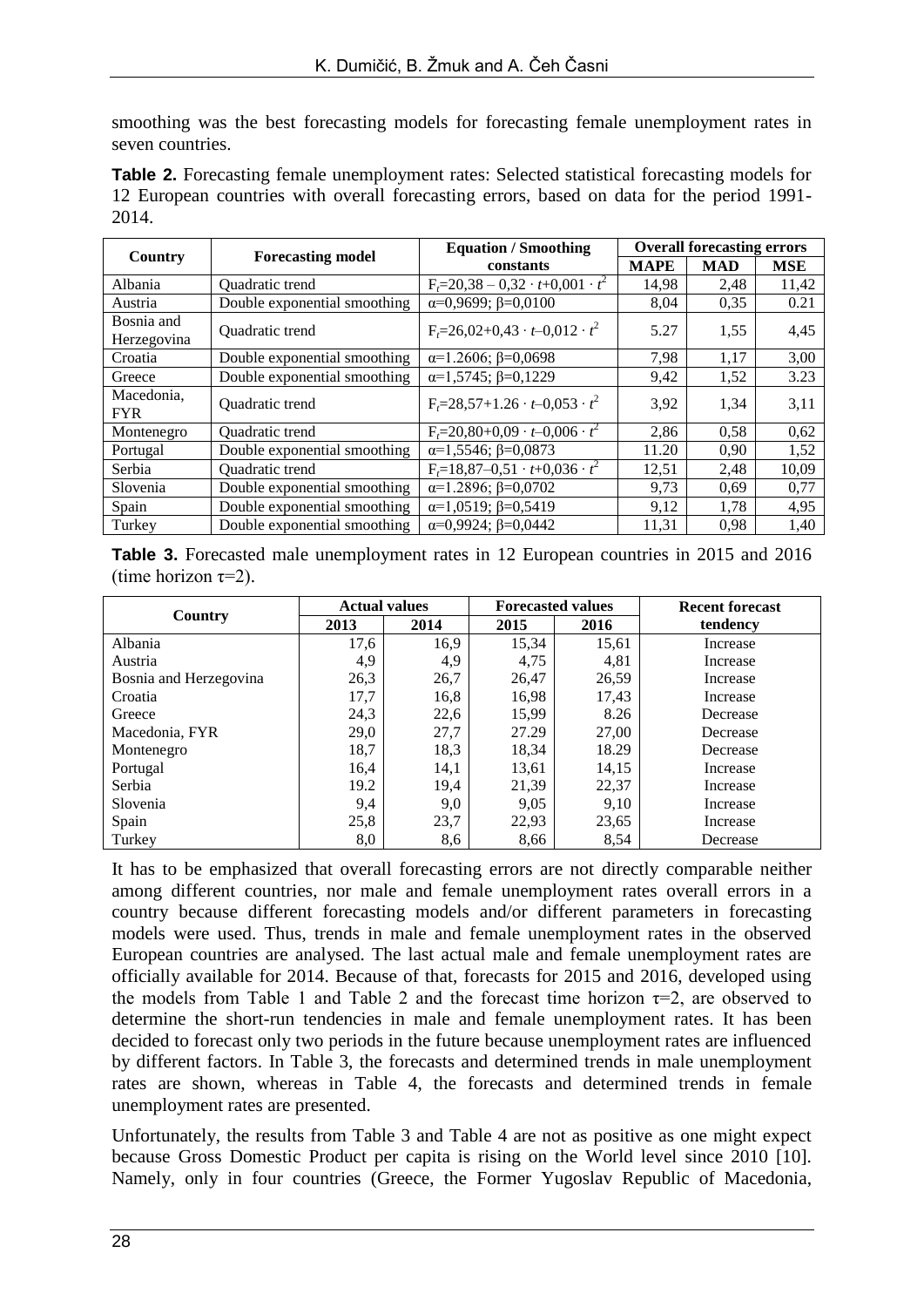smoothing was the best forecasting models for forecasting female unemployment rates in seven countries.

**Table 2.** Forecasting female unemployment rates: Selected statistical forecasting models for 12 European countries with overall forecasting errors, based on data for the period 1991-2014.

| Country | Forecasting model | Equation / Smoothing constants | Overall forecasting errors | | |
|---|---|---|---|---|---|
| | | | MAPE | MAD | MSE |
| Albania | Quadratic trend | $F_t$=20,38 – 0,32 · $t$+0,001 · $t^2$ | 14,98 | 2,48 | 11,42 |
| Austria | Double exponential smoothing | α=0,9699; β=0,0100 | 8,04 | 0,35 | 0.21 |
| Bosnia and Herzegovina | Quadratic trend | $F_t$=26,02+0,43 · $t$–0,012 · $t^2$ | 5.27 | 1,55 | 4,45 |
| Croatia | Double exponential smoothing | α=1.2606; β=0,0698 | 7,98 | 1,17 | 3,00 |
| Greece | Double exponential smoothing | α=1,5745; β=0,1229 | 9,42 | 1,52 | 3.23 |
| Macedonia, FYR | Quadratic trend | $F_t$=28,57+1.26 · $t$–0,053 · $t^2$ | 3,92 | 1,34 | 3,11 |
| Montenegro | Quadratic trend | $F_t$=20,80+0,09 · $t$–0,006 · $t^2$ | 2,86 | 0,58 | 0,62 |
| Portugal | Double exponential smoothing | α=1,5546; β=0,0873 | 11.20 | 0,90 | 1,52 |
| Serbia | Quadratic trend | $F_t$=18,87–0,51 · $t$+0,036 · $t^2$ | 12,51 | 2,48 | 10,09 |
| Slovenia | Double exponential smoothing | α=1.2896; β=0,0702 | 9,73 | 0,69 | 0,77 |
| Spain | Double exponential smoothing | α=1,0519; β=0,5419 | 9,12 | 1,78 | 4,95 |
| Turkey | Double exponential smoothing | α=0,9924; β=0,0442 | 11,31 | 0,98 | 1,40 |

**Table 3.** Forecasted male unemployment rates in 12 European countries in 2015 and 2016 (time horizon τ=2).

| Country | Actual values | | Forecasted values | | Recent forecast tendency |
|---|---|---|---|---|---|
| | 2013 | 2014 | 2015 | 2016 | |
| Albania | 17,6 | 16,9 | 15,34 | 15,61 | Increase |
| Austria | 4,9 | 4,9 | 4,75 | 4,81 | Increase |
| Bosnia and Herzegovina | 26,3 | 26,7 | 26,47 | 26,59 | Increase |
| Croatia | 17,7 | 16,8 | 16,98 | 17,43 | Increase |
| Greece | 24,3 | 22,6 | 15,99 | 8.26 | Decrease |
| Macedonia, FYR | 29,0 | 27,7 | 27.29 | 27,00 | Decrease |
| Montenegro | 18,7 | 18,3 | 18,34 | 18.29 | Decrease |
| Portugal | 16,4 | 14,1 | 13,61 | 14,15 | Increase |
| Serbia | 19.2 | 19,4 | 21,39 | 22,37 | Increase |
| Slovenia | 9,4 | 9,0 | 9,05 | 9,10 | Increase |
| Spain | 25,8 | 23,7 | 22,93 | 23,65 | Increase |
| Turkey | 8,0 | 8,6 | 8,66 | 8,54 | Decrease |

It has to be emphasized that overall forecasting errors are not directly comparable neither among different countries, nor male and female unemployment rates overall errors in a country because different forecasting models and/or different parameters in forecasting models were used. Thus, trends in male and female unemployment rates in the observed European countries are analysed. The last actual male and female unemployment rates are officially available for 2014. Because of that, forecasts for 2015 and 2016, developed using the models from Table 1 and Table 2 and the forecast time horizon τ=2, are observed to determine the short-run tendencies in male and female unemployment rates. It has been decided to forecast only two periods in the future because unemployment rates are influenced by different factors. In Table 3, the forecasts and determined trends in male unemployment rates are shown, whereas in Table 4, the forecasts and determined trends in female unemployment rates are presented.

Unfortunately, the results from Table 3 and Table 4 are not as positive as one might expect because Gross Domestic Product per capita is rising on the World level since 2010 [10]. Namely, only in four countries (Greece, the Former Yugoslav Republic of Macedonia,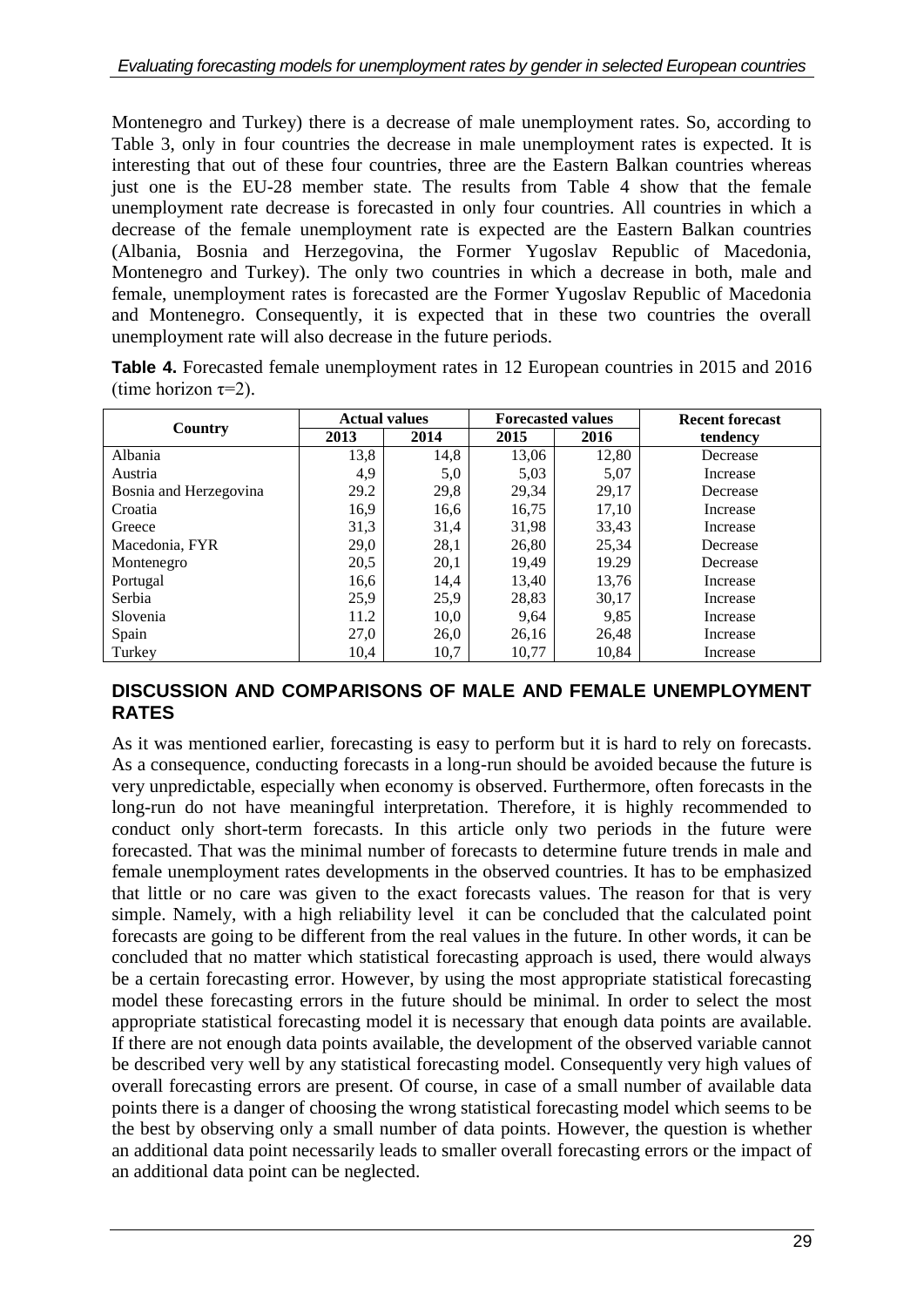Montenegro and Turkey) there is a decrease of male unemployment rates. So, according to Table 3, only in four countries the decrease in male unemployment rates is expected. It is interesting that out of these four countries, three are the Eastern Balkan countries whereas just one is the EU-28 member state. The results from Table 4 show that the female unemployment rate decrease is forecasted in only four countries. All countries in which a decrease of the female unemployment rate is expected are the Eastern Balkan countries (Albania, Bosnia and Herzegovina, the Former Yugoslav Republic of Macedonia, Montenegro and Turkey). The only two countries in which a decrease in both, male and female, unemployment rates is forecasted are the Former Yugoslav Republic of Macedonia and Montenegro. Consequently, it is expected that in these two countries the overall unemployment rate will also decrease in the future periods.

**Table 4.** Forecasted female unemployment rates in 12 European countries in 2015 and 2016 (time horizon $\tau$=2).

| Country | Actual values | | Forecasted values | | Recent forecast tendency |
|---|---|---|---|---|---|
| | 2013 | 2014 | 2015 | 2016 | |
| Albania | 13,8 | 14,8 | 13,06 | 12,80 | Decrease |
| Austria | 4,9 | 5,0 | 5,03 | 5,07 | Increase |
| Bosnia and Herzegovina | 29.2 | 29,8 | 29,34 | 29,17 | Decrease |
| Croatia | 16,9 | 16,6 | 16,75 | 17,10 | Increase |
| Greece | 31,3 | 31,4 | 31,98 | 33,43 | Increase |
| Macedonia, FYR | 29,0 | 28,1 | 26,80 | 25,34 | Decrease |
| Montenegro | 20,5 | 20,1 | 19,49 | 19.29 | Decrease |
| Portugal | 16,6 | 14,4 | 13,40 | 13,76 | Increase |
| Serbia | 25,9 | 25,9 | 28,83 | 30,17 | Increase |
| Slovenia | 11.2 | 10,0 | 9,64 | 9,85 | Increase |
| Spain | 27,0 | 26,0 | 26,16 | 26,48 | Increase |
| Turkey | 10,4 | 10,7 | 10,77 | 10,84 | Increase |

## DISCUSSION AND COMPARISONS OF MALE AND FEMALE UNEMPLOYMENT RATES

As it was mentioned earlier, forecasting is easy to perform but it is hard to rely on forecasts. As a consequence, conducting forecasts in a long-run should be avoided because the future is very unpredictable, especially when economy is observed. Furthermore, often forecasts in the long-run do not have meaningful interpretation. Therefore, it is highly recommended to conduct only short-term forecasts. In this article only two periods in the future were forecasted. That was the minimal number of forecasts to determine future trends in male and female unemployment rates developments in the observed countries. It has to be emphasized that little or no care was given to the exact forecasts values. The reason for that is very simple. Namely, with a high reliability level it can be concluded that the calculated point forecasts are going to be different from the real values in the future. In other words, it can be concluded that no matter which statistical forecasting approach is used, there would always be a certain forecasting error. However, by using the most appropriate statistical forecasting model these forecasting errors in the future should be minimal. In order to select the most appropriate statistical forecasting model it is necessary that enough data points are available. If there are not enough data points available, the development of the observed variable cannot be described very well by any statistical forecasting model. Consequently very high values of overall forecasting errors are present. Of course, in case of a small number of available data points there is a danger of choosing the wrong statistical forecasting model which seems to be the best by observing only a small number of data points. However, the question is whether an additional data point necessarily leads to smaller overall forecasting errors or the impact of an additional data point can be neglected.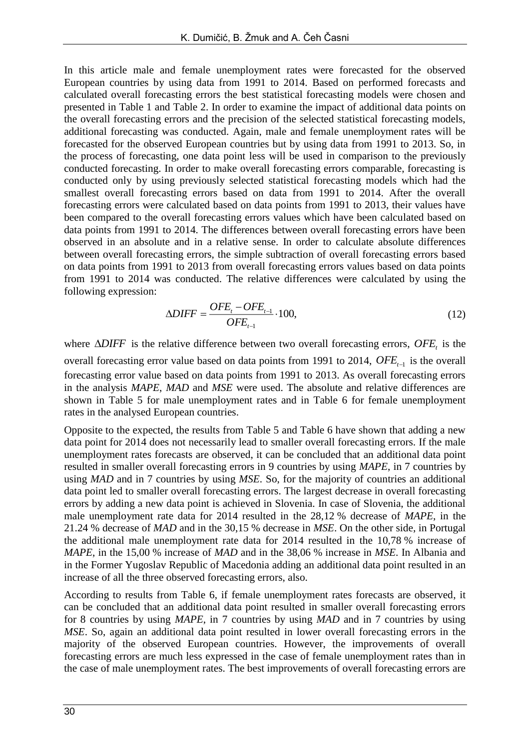In this article male and female unemployment rates were forecasted for the observed European countries by using data from 1991 to 2014. Based on performed forecasts and calculated overall forecasting errors the best statistical forecasting models were chosen and presented in Table 1 and Table 2. In order to examine the impact of additional data points on the overall forecasting errors and the precision of the selected statistical forecasting models, additional forecasting was conducted. Again, male and female unemployment rates will be forecasted for the observed European countries but by using data from 1991 to 2013. So, in the process of forecasting, one data point less will be used in comparison to the previously conducted forecasting. In order to make overall forecasting errors comparable, forecasting is conducted only by using previously selected statistical forecasting models which had the smallest overall forecasting errors based on data from 1991 to 2014. After the overall forecasting errors were calculated based on data points from 1991 to 2013, their values have been compared to the overall forecasting errors values which have been calculated based on data points from 1991 to 2014. The differences between overall forecasting errors have been observed in an absolute and in a relative sense. In order to calculate absolute differences between overall forecasting errors, the simple subtraction of overall forecasting errors based on data points from 1991 to 2013 from overall forecasting errors values based on data points from 1991 to 2014 was conducted. The relative differences were calculated by using the following expression:

$$\Delta DIFF = \frac{OFE_t - OFE_{t-1}}{OFE_{t-1}} \cdot 100, \tag{12}$$

where $\Delta DIFF$ is the relative difference between two overall forecasting errors, $OFE_t$ is the overall forecasting error value based on data points from 1991 to 2014, $OFE_{t-1}$ is the overall forecasting error value based on data points from 1991 to 2013. As overall forecasting errors in the analysis *MAPE*, *MAD* and *MSE* were used. The absolute and relative differences are shown in Table 5 for male unemployment rates and in Table 6 for female unemployment rates in the analysed European countries.

Opposite to the expected, the results from Table 5 and Table 6 have shown that adding a new data point for 2014 does not necessarily lead to smaller overall forecasting errors. If the male unemployment rates forecasts are observed, it can be concluded that an additional data point resulted in smaller overall forecasting errors in 9 countries by using *MAPE*, in 7 countries by using *MAD* and in 7 countries by using *MSE*. So, for the majority of countries an additional data point led to smaller overall forecasting errors. The largest decrease in overall forecasting errors by adding a new data point is achieved in Slovenia. In case of Slovenia, the additional male unemployment rate data for 2014 resulted in the 28,12 % decrease of *MAPE*, in the 21.24 % decrease of *MAD* and in the 30,15 % decrease in *MSE*. On the other side, in Portugal the additional male unemployment rate data for 2014 resulted in the 10,78 % increase of *MAPE*, in the 15,00 % increase of *MAD* and in the 38,06 % increase in *MSE*. In Albania and in the Former Yugoslav Republic of Macedonia adding an additional data point resulted in an increase of all the three observed forecasting errors, also.

According to results from Table 6, if female unemployment rates forecasts are observed, it can be concluded that an additional data point resulted in smaller overall forecasting errors for 8 countries by using *MAPE*, in 7 countries by using *MAD* and in 7 countries by using *MSE*. So, again an additional data point resulted in lower overall forecasting errors in the majority of the observed European countries. However, the improvements of overall forecasting errors are much less expressed in the case of female unemployment rates than in the case of male unemployment rates. The best improvements of overall forecasting errors are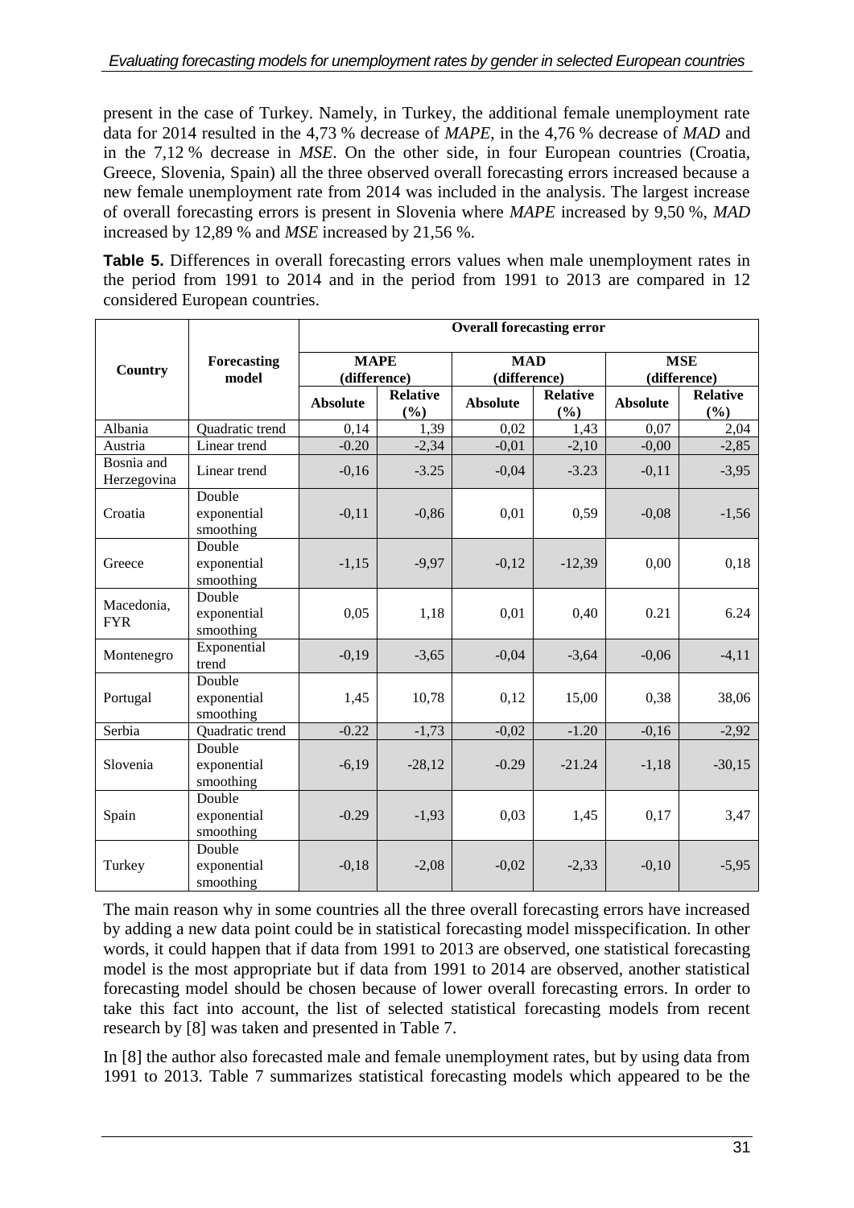present in the case of Turkey. Namely, in Turkey, the additional female unemployment rate data for 2014 resulted in the 4,73 % decrease of *MAPE*, in the 4,76 % decrease of *MAD* and in the 7,12 % decrease in *MSE*. On the other side, in four European countries (Croatia, Greece, Slovenia, Spain) all the three observed overall forecasting errors increased because a new female unemployment rate from 2014 was included in the analysis. The largest increase of overall forecasting errors is present in Slovenia where *MAPE* increased by 9,50 %, *MAD* increased by 12,89 % and *MSE* increased by 21,56 %.

**Table 5.** Differences in overall forecasting errors values when male unemployment rates in the period from 1991 to 2014 and in the period from 1991 to 2013 are compared in 12 considered European countries.

| Country | Forecasting model | Overall forecasting error | | | | | |
|---|---|---|---|---|---|---|---|
| | | MAPE (difference) | | MAD (difference) | | MSE (difference) | |
| | | Absolute | Relative (%) | Absolute | Relative (%) | Absolute | Relative (%) |
| Albania | Quadratic trend | 0,14 | 1,39 | 0,02 | 1,43 | 0,07 | 2,04 |
| Austria | Linear trend | -0.20 | -2,34 | -0,01 | -2,10 | -0,00 | -2,85 |
| Bosnia and Herzegovina | Linear trend | -0,16 | -3.25 | -0,04 | -3.23 | -0,11 | -3,95 |
| Croatia | Double exponential smoothing | -0,11 | -0,86 | 0,01 | 0,59 | -0,08 | -1,56 |
| Greece | Double exponential smoothing | -1,15 | -9,97 | -0,12 | -12,39 | 0,00 | 0,18 |
| Macedonia, FYR | Double exponential smoothing | 0,05 | 1,18 | 0,01 | 0,40 | 0.21 | 6.24 |
| Montenegro | Exponential trend | -0,19 | -3,65 | -0,04 | -3,64 | -0,06 | -4,11 |
| Portugal | Double exponential smoothing | 1,45 | 10,78 | 0,12 | 15,00 | 0,38 | 38,06 |
| Serbia | Quadratic trend | -0.22 | -1,73 | -0,02 | -1.20 | -0,16 | -2,92 |
| Slovenia | Double exponential smoothing | -6,19 | -28,12 | -0.29 | -21.24 | -1,18 | -30,15 |
| Spain | Double exponential smoothing | -0.29 | -1,93 | 0,03 | 1,45 | 0,17 | 3,47 |
| Turkey | Double exponential smoothing | -0,18 | -2,08 | -0,02 | -2,33 | -0,10 | -5,95 |

The main reason why in some countries all the three overall forecasting errors have increased by adding a new data point could be in statistical forecasting model misspecification. In other words, it could happen that if data from 1991 to 2013 are observed, one statistical forecasting model is the most appropriate but if data from 1991 to 2014 are observed, another statistical forecasting model should be chosen because of lower overall forecasting errors. In order to take this fact into account, the list of selected statistical forecasting models from recent research by [8] was taken and presented in Table 7.

In [8] the author also forecasted male and female unemployment rates, but by using data from 1991 to 2013. Table 7 summarizes statistical forecasting models which appeared to be the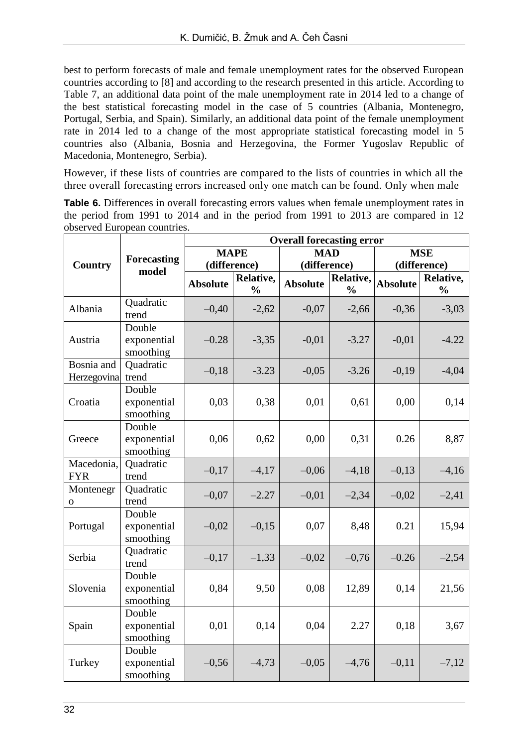best to perform forecasts of male and female unemployment rates for the observed European countries according to [8] and according to the research presented in this article. According to Table 7, an additional data point of the male unemployment rate in 2014 led to a change of the best statistical forecasting model in the case of 5 countries (Albania, Montenegro, Portugal, Serbia, and Spain). Similarly, an additional data point of the female unemployment rate in 2014 led to a change of the most appropriate statistical forecasting model in 5 countries also (Albania, Bosnia and Herzegovina, the Former Yugoslav Republic of Macedonia, Montenegro, Serbia).

However, if these lists of countries are compared to the lists of countries in which all the three overall forecasting errors increased only one match can be found. Only when male

**Table 6.** Differences in overall forecasting errors values when female unemployment rates in the period from 1991 to 2014 and in the period from 1991 to 2013 are compared in 12 observed European countries.

| Country | Forecasting model | Overall forecasting error | | | | | |
|---|---|---|---|---|---|---|---|
| | | MAPE (difference) | | MAD (difference) | | MSE (difference) | |
| | | Absolute | Relative, % | Absolute | Relative, % | Absolute | Relative, % |
| Albania | Quadratic trend | –0,40 | -2,62 | -0,07 | -2,66 | -0,36 | -3,03 |
| Austria | Double exponential smoothing | –0.28 | -3,35 | -0,01 | -3.27 | -0,01 | -4.22 |
| Bosnia and Herzegovina | Quadratic trend | –0,18 | -3.23 | -0,05 | -3.26 | -0,19 | -4,04 |
| Croatia | Double exponential smoothing | 0,03 | 0,38 | 0,01 | 0,61 | 0,00 | 0,14 |
| Greece | Double exponential smoothing | 0,06 | 0,62 | 0,00 | 0,31 | 0.26 | 8,87 |
| Macedonia, FYR | Quadratic trend | –0,17 | –4,17 | –0,06 | –4,18 | –0,13 | –4,16 |
| Montenegro | Quadratic trend | –0,07 | –2.27 | –0,01 | –2,34 | –0,02 | –2,41 |
| Portugal | Double exponential smoothing | –0,02 | –0,15 | 0,07 | 8,48 | 0.21 | 15,94 |
| Serbia | Quadratic trend | –0,17 | –1,33 | –0,02 | –0,76 | –0.26 | –2,54 |
| Slovenia | Double exponential smoothing | 0,84 | 9,50 | 0,08 | 12,89 | 0,14 | 21,56 |
| Spain | Double exponential smoothing | 0,01 | 0,14 | 0,04 | 2.27 | 0,18 | 3,67 |
| Turkey | Double exponential smoothing | –0,56 | –4,73 | –0,05 | –4,76 | –0,11 | –7,12 |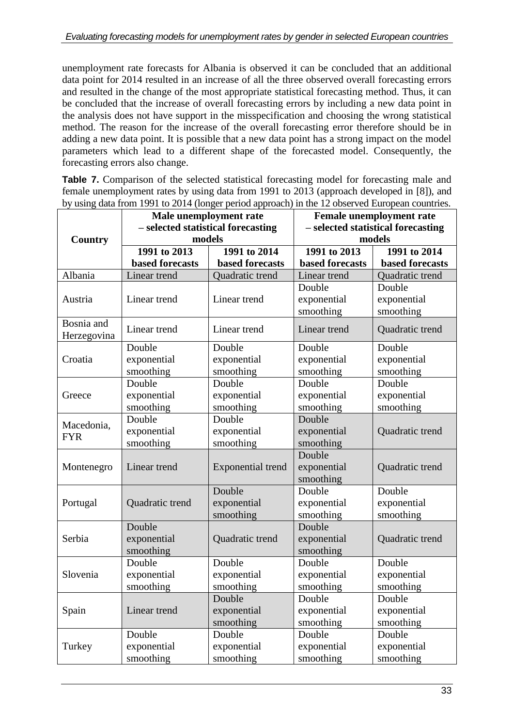unemployment rate forecasts for Albania is observed it can be concluded that an additional data point for 2014 resulted in an increase of all the three observed overall forecasting errors and resulted in the change of the most appropriate statistical forecasting method. Thus, it can be concluded that the increase of overall forecasting errors by including a new data point in the analysis does not have support in the misspecification and choosing the wrong statistical method. The reason for the increase of the overall forecasting error therefore should be in adding a new data point. It is possible that a new data point has a strong impact on the model parameters which lead to a different shape of the forecasted model. Consequently, the forecasting errors also change.

**Table 7.** Comparison of the selected statistical forecasting model for forecasting male and female unemployment rates by using data from 1991 to 2013 (approach developed in [8]), and by using data from 1991 to 2014 (longer period approach) in the 12 observed European countries.

| Country | Male unemployment rate – selected statistical forecasting models | | Female unemployment rate – selected statistical forecasting models | |
|---|---|---|---|---|
| | 1991 to 2013 based forecasts | 1991 to 2014 based forecasts | 1991 to 2013 based forecasts | 1991 to 2014 based forecasts |
| Albania | Linear trend | Quadratic trend | Linear trend | Quadratic trend |
| Austria | Linear trend | Linear trend | Double exponential smoothing | Double exponential smoothing |
| Bosnia and Herzegovina | Linear trend | Linear trend | Linear trend | Quadratic trend |
| Croatia | Double exponential smoothing | Double exponential smoothing | Double exponential smoothing | Double exponential smoothing |
| Greece | Double exponential smoothing | Double exponential smoothing | Double exponential smoothing | Double exponential smoothing |
| Macedonia, FYR | Double exponential smoothing | Double exponential smoothing | Double exponential smoothing | Quadratic trend |
| Montenegro | Linear trend | Exponential trend | Double exponential smoothing | Quadratic trend |
| Portugal | Quadratic trend | Double exponential smoothing | Double exponential smoothing | Double exponential smoothing |
| Serbia | Double exponential smoothing | Quadratic trend | Double exponential smoothing | Quadratic trend |
| Slovenia | Double exponential smoothing | Double exponential smoothing | Double exponential smoothing | Double exponential smoothing |
| Spain | Linear trend | Double exponential smoothing | Double exponential smoothing | Double exponential smoothing |
| Turkey | Double exponential smoothing | Double exponential smoothing | Double exponential smoothing | Double exponential smoothing |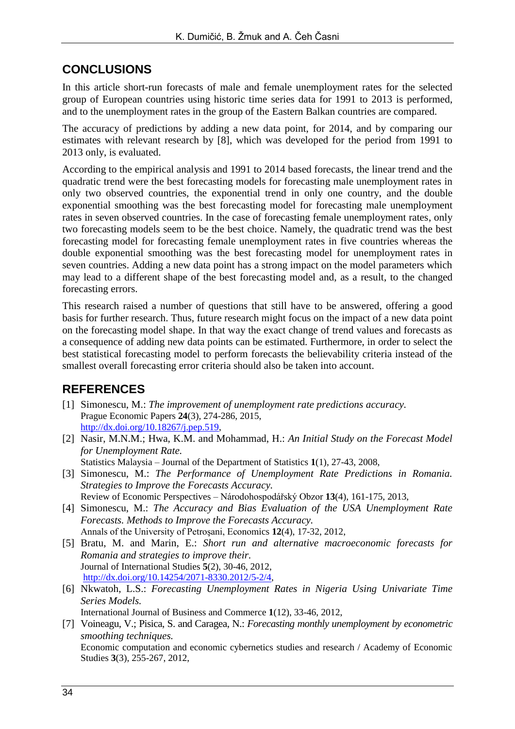## CONCLUSIONS

In this article short-run forecasts of male and female unemployment rates for the selected group of European countries using historic time series data for 1991 to 2013 is performed, and to the unemployment rates in the group of the Eastern Balkan countries are compared.

The accuracy of predictions by adding a new data point, for 2014, and by comparing our estimates with relevant research by [8], which was developed for the period from 1991 to 2013 only, is evaluated.

According to the empirical analysis and 1991 to 2014 based forecasts, the linear trend and the quadratic trend were the best forecasting models for forecasting male unemployment rates in only two observed countries, the exponential trend in only one country, and the double exponential smoothing was the best forecasting model for forecasting male unemployment rates in seven observed countries. In the case of forecasting female unemployment rates, only two forecasting models seem to be the best choice. Namely, the quadratic trend was the best forecasting model for forecasting female unemployment rates in five countries whereas the double exponential smoothing was the best forecasting model for unemployment rates in seven countries. Adding a new data point has a strong impact on the model parameters which may lead to a different shape of the best forecasting model and, as a result, to the changed forecasting errors.

This research raised a number of questions that still have to be answered, offering a good basis for further research. Thus, future research might focus on the impact of a new data point on the forecasting model shape. In that way the exact change of trend values and forecasts as a consequence of adding new data points can be estimated. Furthermore, in order to select the best statistical forecasting model to perform forecasts the believability criteria instead of the smallest overall forecasting error criteria should also be taken into account.

## REFERENCES

[1] Simonescu, M.: *The improvement of unemployment rate predictions accuracy.* Prague Economic Papers **24**(3), 274-286, 2015, http://dx.doi.org/10.18267/j.pep.519,

[2] Nasir, M.N.M.; Hwa, K.M. and Mohammad, H.: *An Initial Study on the Forecast Model for Unemployment Rate.* Statistics Malaysia – Journal of the Department of Statistics **1**(1), 27-43, 2008,

[3] Simonescu, M.: *The Performance of Unemployment Rate Predictions in Romania. Strategies to Improve the Forecasts Accuracy.* Review of Economic Perspectives – Národohospodářský Obzor **13**(4), 161-175, 2013,

[4] Simonescu, M.: *The Accuracy and Bias Evaluation of the USA Unemployment Rate Forecasts. Methods to Improve the Forecasts Accuracy.* Annals of the University of Petroşani, Economics **12**(4), 17-32, 2012,

[5] Bratu, M. and Marin, E.: *Short run and alternative macroeconomic forecasts for Romania and strategies to improve their.* Journal of International Studies **5**(2), 30-46, 2012, http://dx.doi.org/10.14254/2071-8330.2012/5-2/4,

[6] Nkwatoh, L.S.: *Forecasting Unemployment Rates in Nigeria Using Univariate Time Series Models.* International Journal of Business and Commerce **1**(12), 33-46, 2012,

[7] Voineagu, V.; Pisica, S. and Caragea, N.: *Forecasting monthly unemployment by econometric smoothing techniques.* Economic computation and economic cybernetics studies and research / Academy of Economic Studies **3**(3), 255-267, 2012,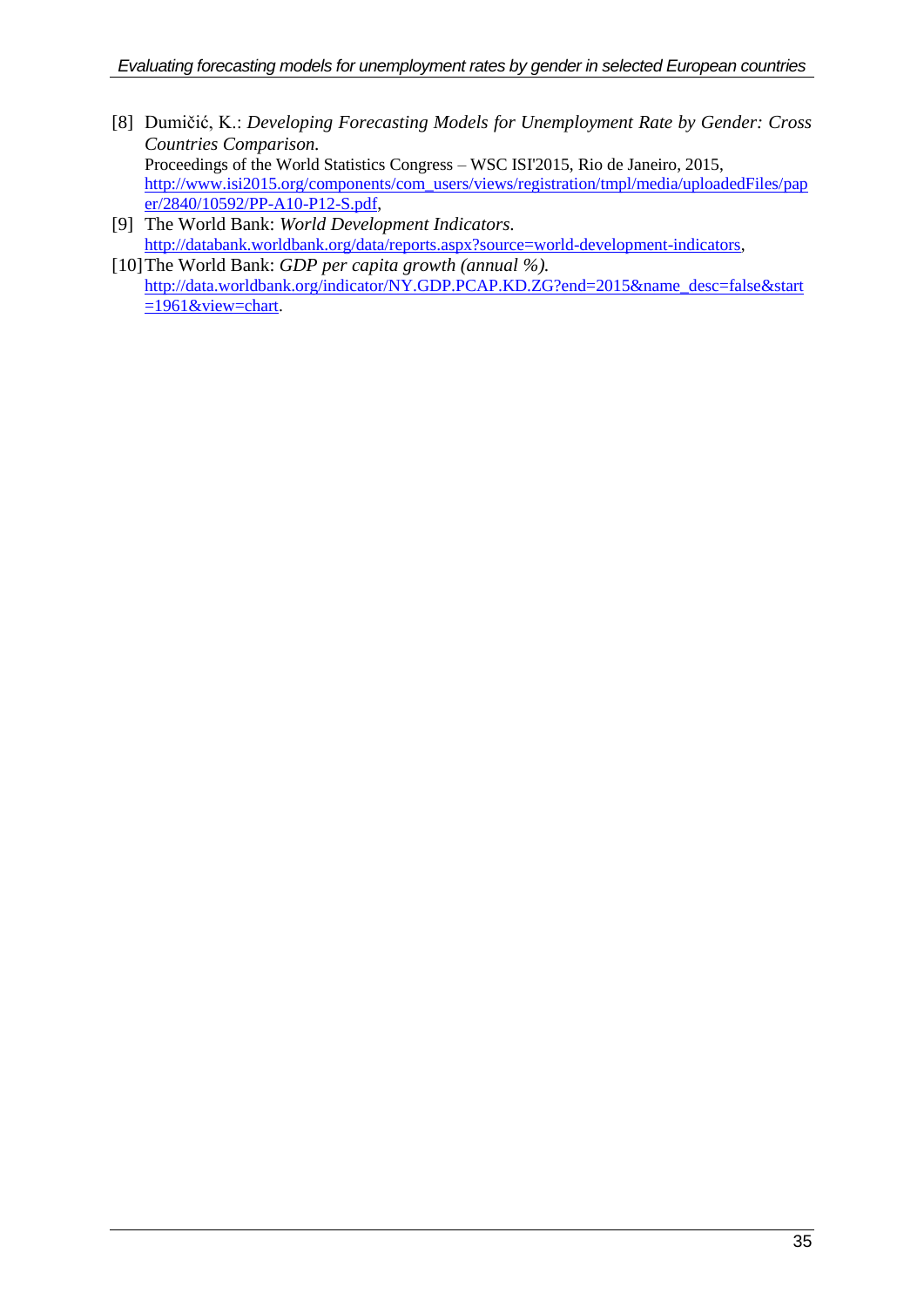[8] Dumičić, K.: *Developing Forecasting Models for Unemployment Rate by Gender: Cross Countries Comparison.*
Proceedings of the World Statistics Congress – WSC ISI'2015, Rio de Janeiro, 2015, http://www.isi2015.org/components/com_users/views/registration/tmpl/media/uploadedFiles/paper/2840/10592/PP-A10-P12-S.pdf,

[9] The World Bank: *World Development Indicators.* http://databank.worldbank.org/data/reports.aspx?source=world-development-indicators,

[10] The World Bank: *GDP per capita growth (annual %).* http://data.worldbank.org/indicator/NY.GDP.PCAP.KD.ZG?end=2015&name_desc=false&start=1961&view=chart.